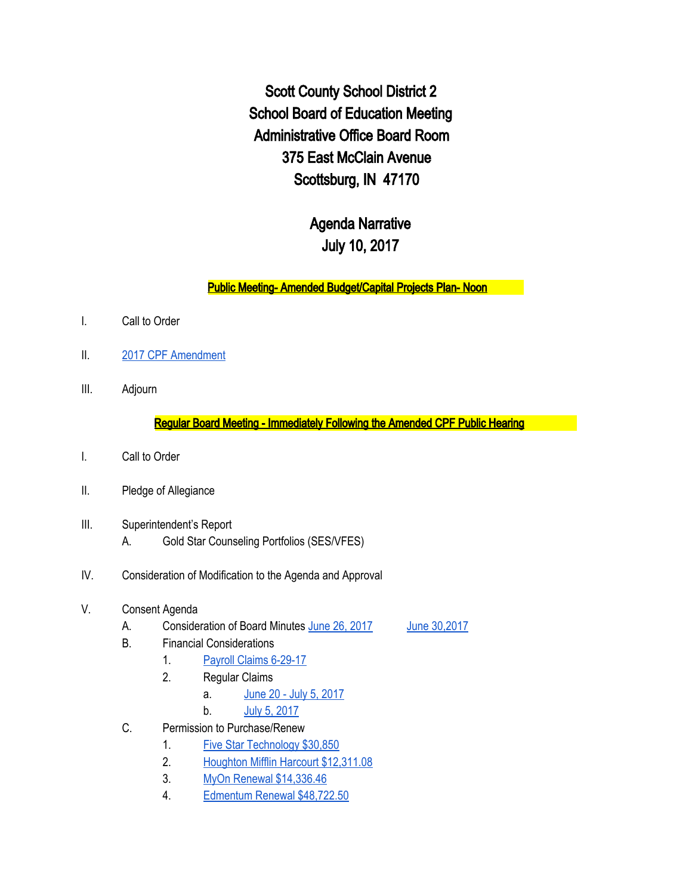# Scott County School District 2
## School Board of Education Meeting
## Administrative Office Board Room
## 375 East McClain Avenue
## Scottsburg, IN 47170

## Agenda Narrative
## July 10, 2017

**Public Meeting- Amended Budget/Capital Projects Plan- Noon**

I. Call to Order

II. 2017 CPF Amendment

III. Adjourn

**Regular Board Meeting - Immediately Following the Amended CPF Public Hearing**

I. Call to Order

II. Pledge of Allegiance

III. Superintendent's Report
   A. Gold Star Counseling Portfolios (SES/VFES)

IV. Consideration of Modification to the Agenda and Approval

V. Consent Agenda
   A. Consideration of Board Minutes June 26, 2017 June 30,2017
   B. Financial Considerations
      1. Payroll Claims 6-29-17
      2. Regular Claims
         a. June 20 - July 5, 2017
         b. July 5, 2017
   C. Permission to Purchase/Renew
      1. Five Star Technology $30,850
      2. Houghton Mifflin Harcourt $12,311.08
      3. MyOn Renewal $14,336.46
      4. Edmentum Renewal $48,722.50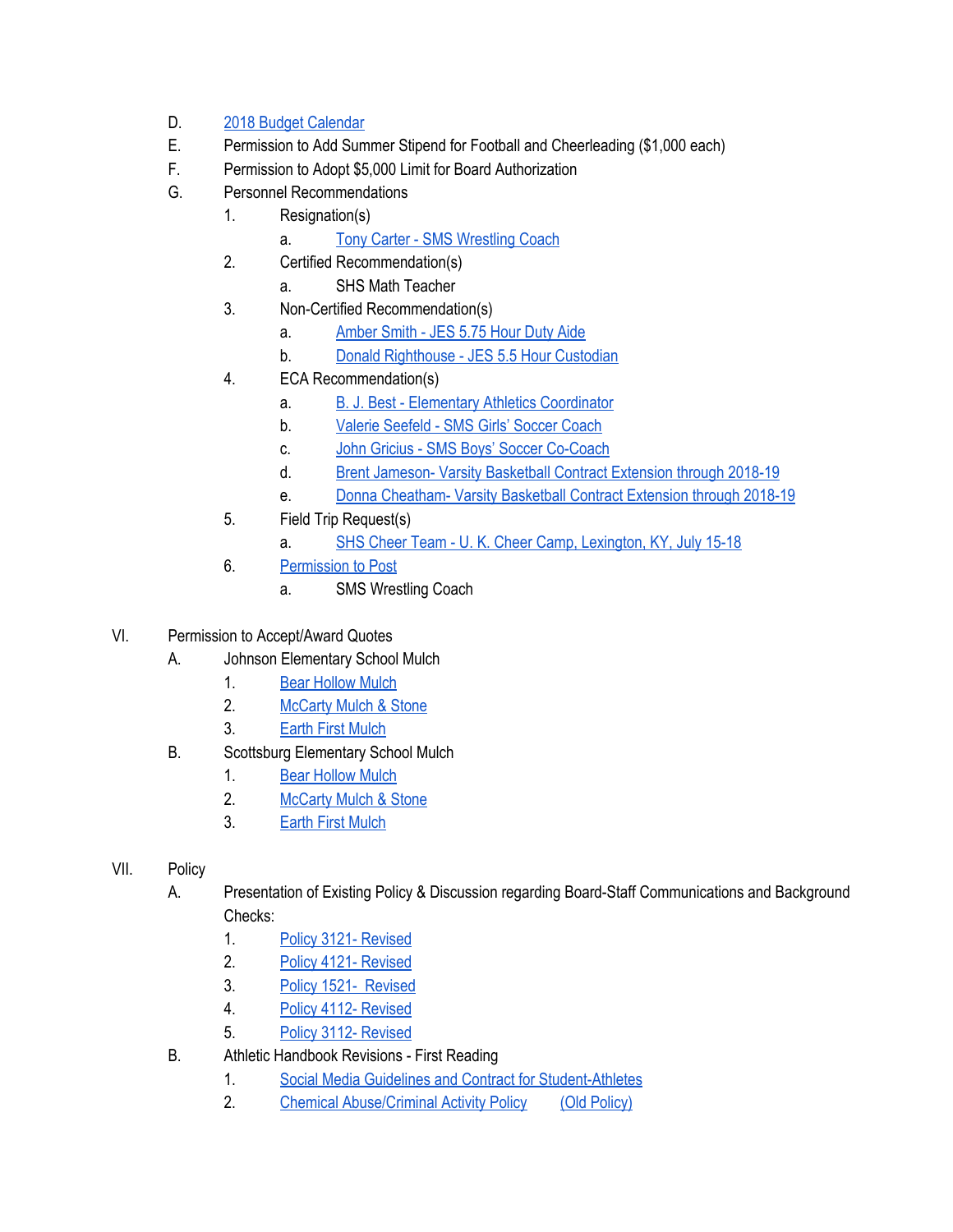D. 2018 Budget Calendar

E. Permission to Add Summer Stipend for Football and Cheerleading ($1,000 each)

F. Permission to Adopt $5,000 Limit for Board Authorization

G. Personnel Recommendations

1. Resignation(s)
   a. Tony Carter - SMS Wrestling Coach
2. Certified Recommendation(s)
   a. SHS Math Teacher
3. Non-Certified Recommendation(s)
   a. Amber Smith - JES 5.75 Hour Duty Aide
   b. Donald Righthouse - JES 5.5 Hour Custodian
4. ECA Recommendation(s)
   a. B. J. Best - Elementary Athletics Coordinator
   b. Valerie Seefeld - SMS Girls' Soccer Coach
   c. John Gricius - SMS Boys' Soccer Co-Coach
   d. Brent Jameson- Varsity Basketball Contract Extension through 2018-19
   e. Donna Cheatham- Varsity Basketball Contract Extension through 2018-19
5. Field Trip Request(s)
   a. SHS Cheer Team - U. K. Cheer Camp, Lexington, KY, July 15-18
6. Permission to Post
   a. SMS Wrestling Coach

VI. Permission to Accept/Award Quotes

A. Johnson Elementary School Mulch

1. Bear Hollow Mulch
2. McCarty Mulch & Stone
3. Earth First Mulch

B. Scottsburg Elementary School Mulch

1. Bear Hollow Mulch
2. McCarty Mulch & Stone
3. Earth First Mulch

VII. Policy

A. Presentation of Existing Policy & Discussion regarding Board-Staff Communications and Background Checks:

1. Policy 3121- Revised
2. Policy 4121- Revised
3. Policy 1521- Revised
4. Policy 4112- Revised
5. Policy 3112- Revised

B. Athletic Handbook Revisions - First Reading

1. Social Media Guidelines and Contract for Student-Athletes
2. Chemical Abuse/Criminal Activity Policy (Old Policy)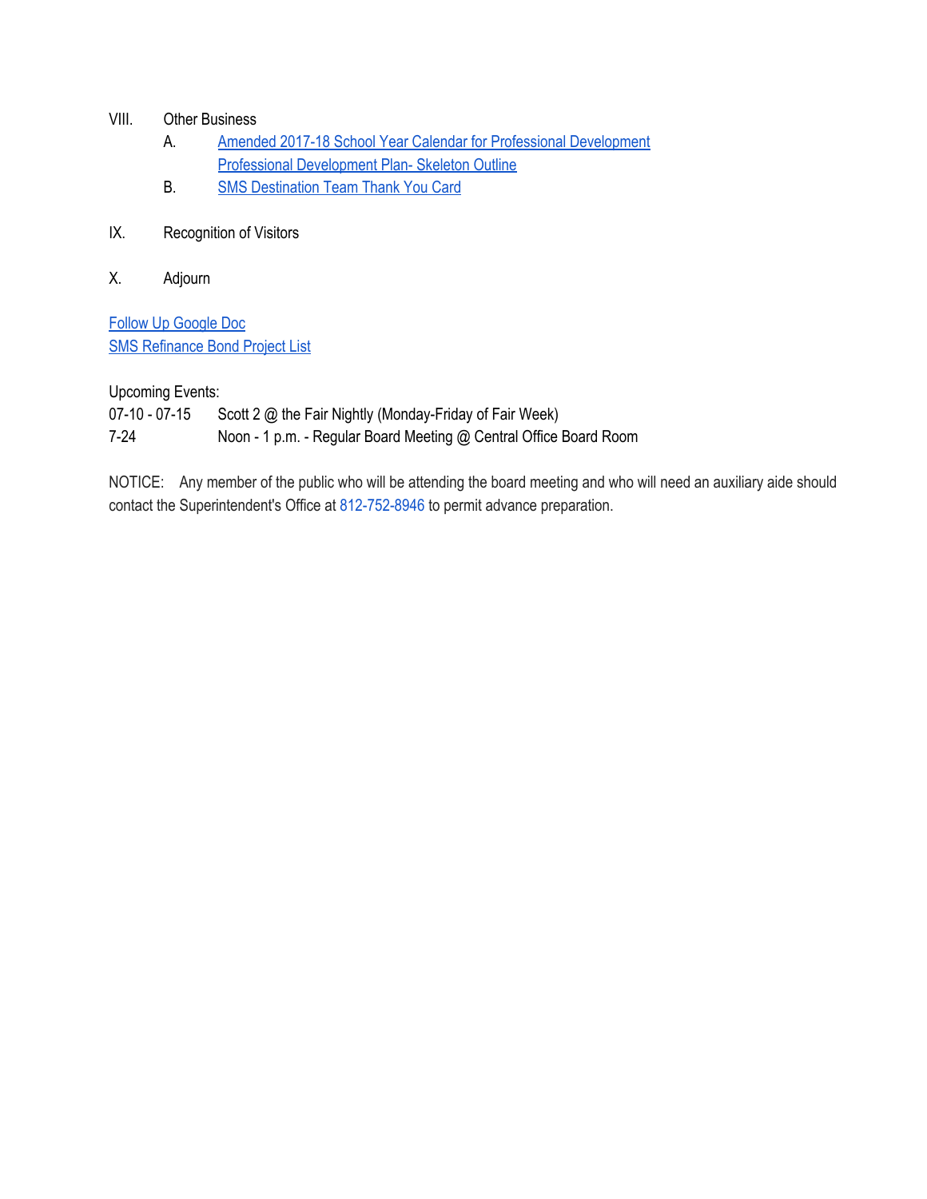VIII. Other Business

- A. Amended 2017-18 School Year Calendar for Professional Development
  Professional Development Plan- Skeleton Outline
- B. SMS Destination Team Thank You Card

IX. Recognition of Visitors

X. Adjourn

Follow Up Google Doc
SMS Refinance Bond Project List

Upcoming Events:

| | |
|---|---|
| 07-10 - 07-15 | Scott 2 @ the Fair Nightly (Monday-Friday of Fair Week) |
| 7-24 | Noon - 1 p.m. - Regular Board Meeting @ Central Office Board Room |

NOTICE: Any member of the public who will be attending the board meeting and who will need an auxiliary aide should contact the Superintendent's Office at 812-752-8946 to permit advance preparation.